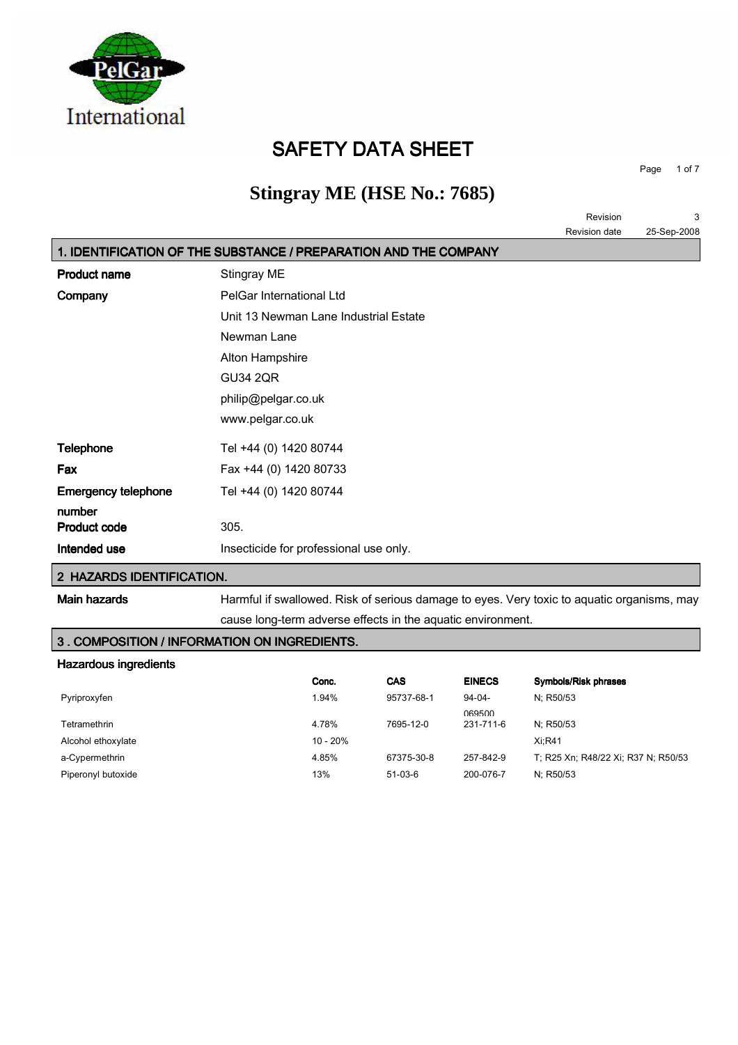PelGar International

# SAFETY DATA SHEET

## Stingray ME (HSE No.: 7685)

Revision 3

Revision date 25-Sep-2008

### 1. IDENTIFICATION OF THE SUBSTANCE / PREPARATION AND THE COMPANY

| | |
|---|---|
| **Product name** | Stingray ME |
| **Company** | PelGar International Ltd<br>Unit 13 Newman Lane Industrial Estate<br>Newman Lane<br>Alton Hampshire<br>GU34 2QR<br>philip@pelgar.co.uk<br>www.pelgar.co.uk |
| **Telephone** | Tel +44 (0) 1420 80744 |
| **Fax** | Fax +44 (0) 1420 80733 |
| **Emergency telephone number** | Tel +44 (0) 1420 80744 |
| **Product code** | 305. |
| **Intended use** | Insecticide for professional use only. |

### 2 HAZARDS IDENTIFICATION.

**Main hazards** Harmful if swallowed. Risk of serious damage to eyes. Very toxic to aquatic organisms, may cause long-term adverse effects in the aquatic environment.

### 3 . COMPOSITION / INFORMATION ON INGREDIENTS.

**Hazardous ingredients**

| | Conc. | CAS | EINECS | Symbols/Risk phrases |
|---|---|---|---|---|
| Pyriproxyfen | 1.94% | 95737-68-1 | 94-04-069500 | N; R50/53 |
| Tetramethrin | 4.78% | 7695-12-0 | 231-711-6 | N; R50/53 |
| Alcohol ethoxylate | 10 - 20% | | | Xi;R41 |
| a-Cypermethrin | 4.85% | 67375-30-8 | 257-842-9 | T; R25 Xn; R48/22 Xi; R37 N; R50/53 |
| Piperonyl butoxide | 13% | 51-03-6 | 200-076-7 | N; R50/53 |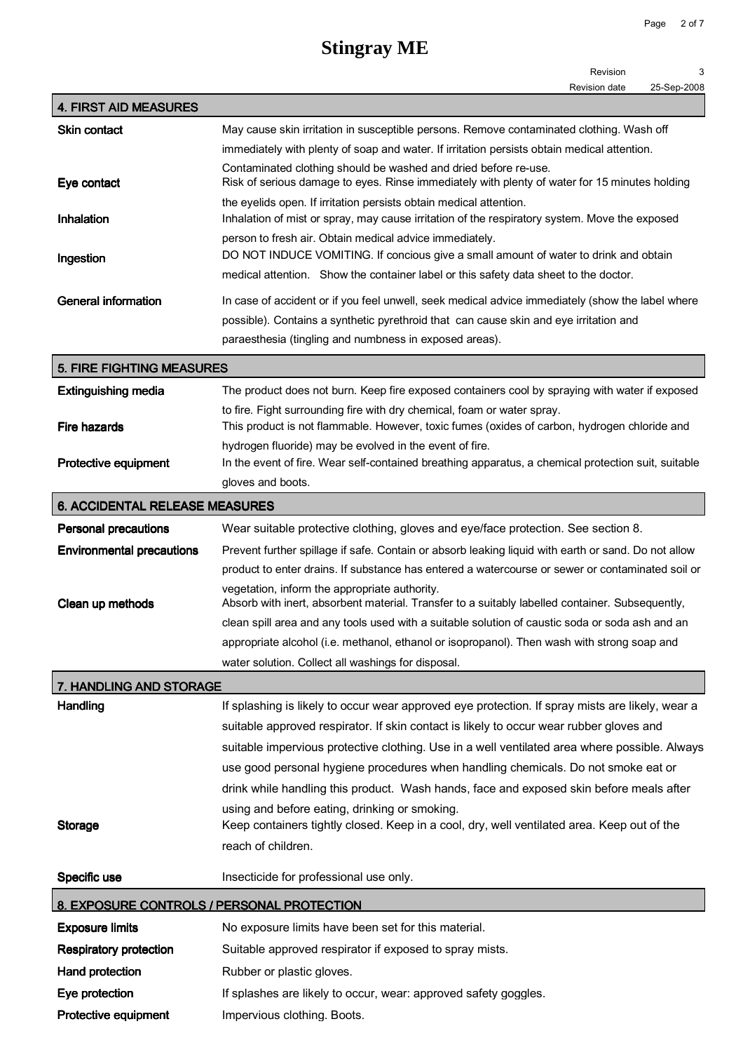# Stingray ME

Revision 3
Revision date 25-Sep-2008

## 4. FIRST AID MEASURES

| | |
|---|---|
| **Skin contact** | May cause skin irritation in susceptible persons. Remove contaminated clothing. Wash off immediately with plenty of soap and water. If irritation persists obtain medical attention. Contaminated clothing should be washed and dried before re-use. |
| **Eye contact** | Risk of serious damage to eyes. Rinse immediately with plenty of water for 15 minutes holding the eyelids open. If irritation persists obtain medical attention. |
| **Inhalation** | Inhalation of mist or spray, may cause irritation of the respiratory system. Move the exposed person to fresh air. Obtain medical advice immediately. |
| **Ingestion** | DO NOT INDUCE VOMITING. If concious give a small amount of water to drink and obtain medical attention. Show the container label or this safety data sheet to the doctor. |
| **General information** | In case of accident or if you feel unwell, seek medical advice immediately (show the label where possible). Contains a synthetic pyrethroid that can cause skin and eye irritation and paraesthesia (tingling and numbness in exposed areas). |

## 5. FIRE FIGHTING MEASURES

| | |
|---|---|
| **Extinguishing media** | The product does not burn. Keep fire exposed containers cool by spraying with water if exposed to fire. Fight surrounding fire with dry chemical, foam or water spray. |
| **Fire hazards** | This product is not flammable. However, toxic fumes (oxides of carbon, hydrogen chloride and hydrogen fluoride) may be evolved in the event of fire. |
| **Protective equipment** | In the event of fire. Wear self-contained breathing apparatus, a chemical protection suit, suitable gloves and boots. |

## 6. ACCIDENTAL RELEASE MEASURES

| | |
|---|---|
| **Personal precautions** | Wear suitable protective clothing, gloves and eye/face protection. See section 8. |
| **Environmental precautions** | Prevent further spillage if safe. Contain or absorb leaking liquid with earth or sand. Do not allow product to enter drains. If substance has entered a watercourse or sewer or contaminated soil or vegetation, inform the appropriate authority. |
| **Clean up methods** | Absorb with inert, absorbent material. Transfer to a suitably labelled container. Subsequently, clean spill area and any tools used with a suitable solution of caustic soda or soda ash and an appropriate alcohol (i.e. methanol, ethanol or isopropanol). Then wash with strong soap and water solution. Collect all washings for disposal. |

## 7. HANDLING AND STORAGE

| | |
|---|---|
| **Handling** | If splashing is likely to occur wear approved eye protection. If spray mists are likely, wear a suitable approved respirator. If skin contact is likely to occur wear rubber gloves and suitable impervious protective clothing. Use in a well ventilated area where possible. Always use good personal hygiene procedures when handling chemicals. Do not smoke eat or drink while handling this product. Wash hands, face and exposed skin before meals after using and before eating, drinking or smoking. |
| **Storage** | Keep containers tightly closed. Keep in a cool, dry, well ventilated area. Keep out of the reach of children. |
| **Specific use** | Insecticide for professional use only. |

## 8. EXPOSURE CONTROLS / PERSONAL PROTECTION

| | |
|---|---|
| **Exposure limits** | No exposure limits have been set for this material. |
| **Respiratory protection** | Suitable approved respirator if exposed to spray mists. |
| **Hand protection** | Rubber or plastic gloves. |
| **Eye protection** | If splashes are likely to occur, wear: approved safety goggles. |
| **Protective equipment** | Impervious clothing. Boots. |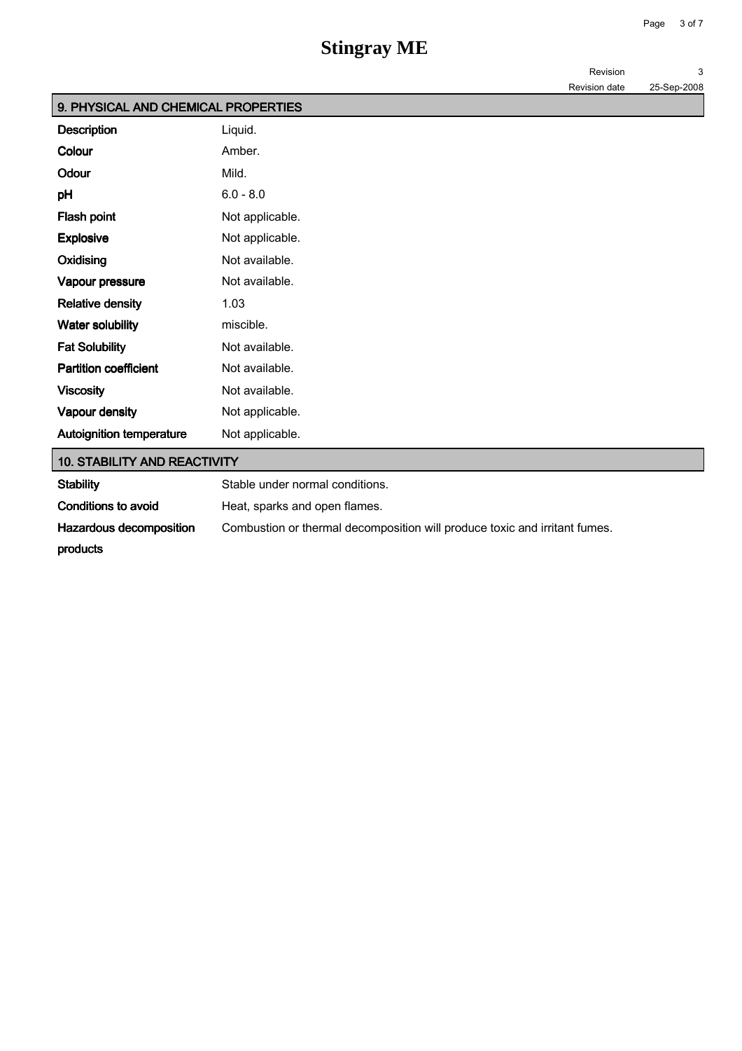## 9. PHYSICAL AND CHEMICAL PROPERTIES

| | |
|---|---|
| **Description** | Liquid. |
| **Colour** | Amber. |
| **Odour** | Mild. |
| **pH** | 6.0 - 8.0 |
| **Flash point** | Not applicable. |
| **Explosive** | Not applicable. |
| **Oxidising** | Not available. |
| **Vapour pressure** | Not available. |
| **Relative density** | 1.03 |
| **Water solubility** | miscible. |
| **Fat Solubility** | Not available. |
| **Partition coefficient** | Not available. |
| **Viscosity** | Not available. |
| **Vapour density** | Not applicable. |
| **Autoignition temperature** | Not applicable. |

## 10. STABILITY AND REACTIVITY

| | |
|---|---|
| **Stability** | Stable under normal conditions. |
| **Conditions to avoid** | Heat, sparks and open flames. |
| **Hazardous decomposition products** | Combustion or thermal decomposition will produce toxic and irritant fumes. |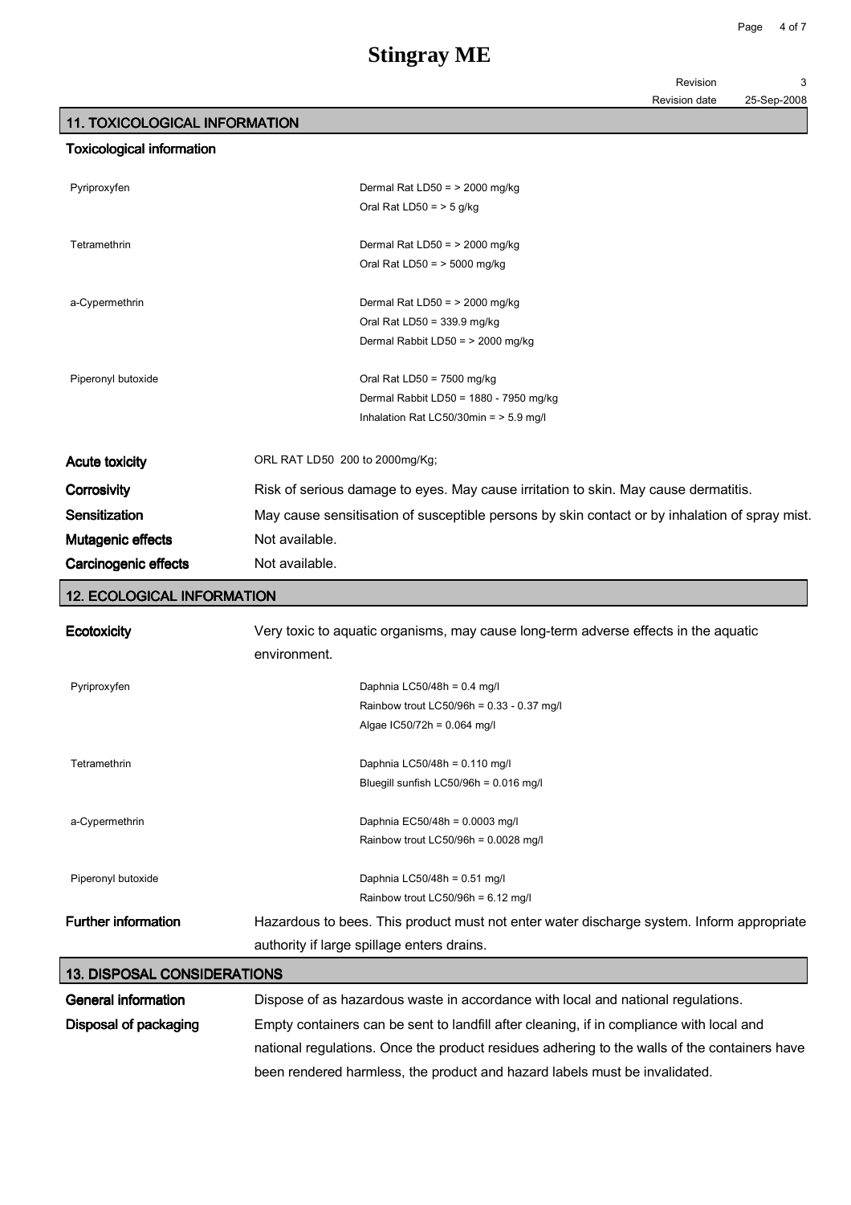## 11. TOXICOLOGICAL INFORMATION

### Toxicological information

| | |
|---|---|
| Pyriproxyfen | Dermal Rat LD50 = > 2000 mg/kg |
| | Oral Rat LD50 = > 5 g/kg |
| Tetramethrin | Dermal Rat LD50 = > 2000 mg/kg |
| | Oral Rat LD50 = > 5000 mg/kg |
| a-Cypermethrin | Dermal Rat LD50 = > 2000 mg/kg |
| | Oral Rat LD50 = 339.9 mg/kg |
| | Dermal Rabbit LD50 = > 2000 mg/kg |
| Piperonyl butoxide | Oral Rat LD50 = 7500 mg/kg |
| | Dermal Rabbit LD50 = 1880 - 7950 mg/kg |
| | Inhalation Rat LC50/30min = > 5.9 mg/l |

**Acute toxicity** ORL RAT LD50 200 to 2000mg/Kg;

**Corrosivity** Risk of serious damage to eyes. May cause irritation to skin. May cause dermatitis.

**Sensitization** May cause sensitisation of susceptible persons by skin contact or by inhalation of spray mist.

**Mutagenic effects** Not available.

**Carcinogenic effects** Not available.

## 12. ECOLOGICAL INFORMATION

**Ecotoxicity** Very toxic to aquatic organisms, may cause long-term adverse effects in the aquatic environment.

| | |
|---|---|
| Pyriproxyfen | Daphnia LC50/48h = 0.4 mg/l |
| | Rainbow trout LC50/96h = 0.33 - 0.37 mg/l |
| | Algae IC50/72h = 0.064 mg/l |
| Tetramethrin | Daphnia LC50/48h = 0.110 mg/l |
| | Bluegill sunfish LC50/96h = 0.016 mg/l |
| a-Cypermethrin | Daphnia EC50/48h = 0.0003 mg/l |
| | Rainbow trout LC50/96h = 0.0028 mg/l |
| Piperonyl butoxide | Daphnia LC50/48h = 0.51 mg/l |
| | Rainbow trout LC50/96h = 6.12 mg/l |

**Further information** Hazardous to bees. This product must not enter water discharge system. Inform appropriate authority if large spillage enters drains.

## 13. DISPOSAL CONSIDERATIONS

**General information** Dispose of as hazardous waste in accordance with local and national regulations.

**Disposal of packaging** Empty containers can be sent to landfill after cleaning, if in compliance with local and national regulations. Once the product residues adhering to the walls of the containers have been rendered harmless, the product and hazard labels must be invalidated.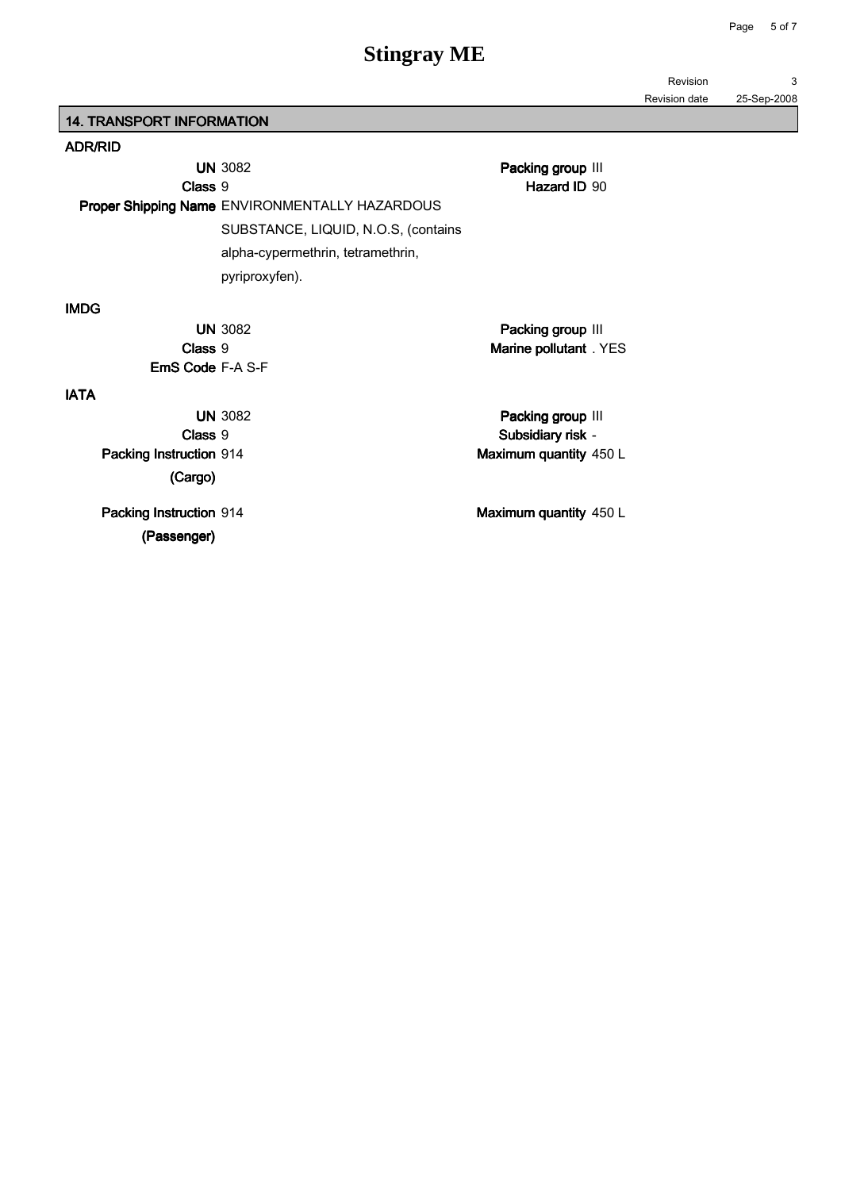## 14. TRANSPORT INFORMATION

### ADR/RID

**UN** 3082
**Class** 9
**Proper Shipping Name** ENVIRONMENTALLY HAZARDOUS SUBSTANCE, LIQUID, N.O.S, (contains alpha-cypermethrin, tetramethrin, pyriproxyfen).

**Packing group** III
**Hazard ID** 90

### IMDG

**UN** 3082
**Class** 9
**EmS Code** F-A S-F

**Packing group** III
**Marine pollutant** . YES

### IATA

**UN** 3082
**Class** 9
**Packing Instruction (Cargo)** 914

**Packing group** III
**Subsidiary risk** -
**Maximum quantity** 450 L

**Packing Instruction (Passenger)** 914

**Maximum quantity** 450 L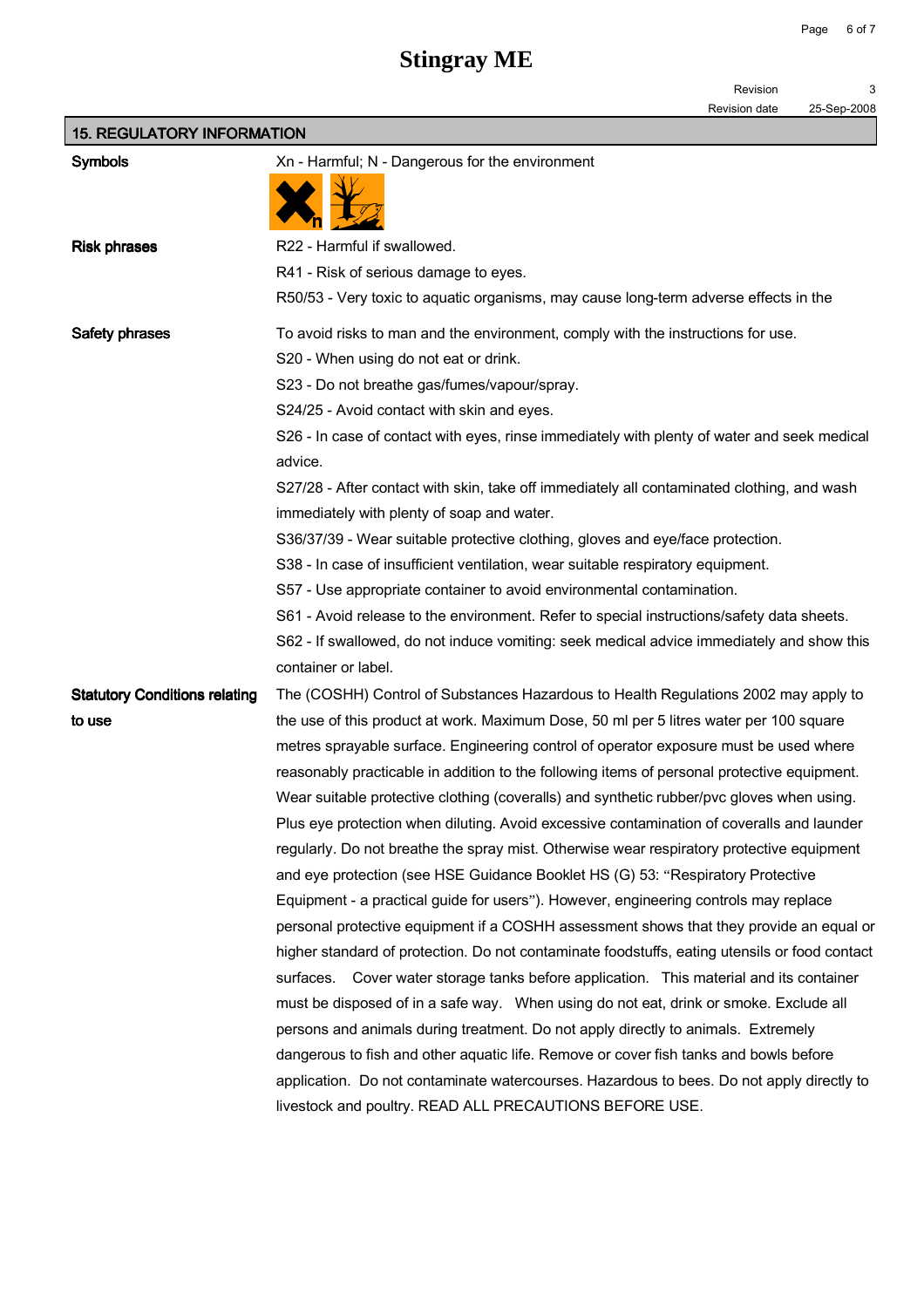# Stingray ME

Revision 3

Revision date 25-Sep-2008

## 15. REGULATORY INFORMATION

**Symbols**

Xn - Harmful; N - Dangerous for the environment

**Risk phrases**

R22 - Harmful if swallowed.

R41 - Risk of serious damage to eyes.

R50/53 - Very toxic to aquatic organisms, may cause long-term adverse effects in the

**Safety phrases**

To avoid risks to man and the environment, comply with the instructions for use.

S20 - When using do not eat or drink.

S23 - Do not breathe gas/fumes/vapour/spray.

S24/25 - Avoid contact with skin and eyes.

S26 - In case of contact with eyes, rinse immediately with plenty of water and seek medical advice.

S27/28 - After contact with skin, take off immediately all contaminated clothing, and wash immediately with plenty of soap and water.

S36/37/39 - Wear suitable protective clothing, gloves and eye/face protection.

S38 - In case of insufficient ventilation, wear suitable respiratory equipment.

S57 - Use appropriate container to avoid environmental contamination.

S61 - Avoid release to the environment. Refer to special instructions/safety data sheets.

S62 - If swallowed, do not induce vomiting: seek medical advice immediately and show this container or label.

**Statutory Conditions relating to use**

The (COSHH) Control of Substances Hazardous to Health Regulations 2002 may apply to the use of this product at work. Maximum Dose, 50 ml per 5 litres water per 100 square metres sprayable surface. Engineering control of operator exposure must be used where reasonably practicable in addition to the following items of personal protective equipment. Wear suitable protective clothing (coveralls) and synthetic rubber/pvc gloves when using. Plus eye protection when diluting. Avoid excessive contamination of coveralls and launder regularly. Do not breathe the spray mist. Otherwise wear respiratory protective equipment and eye protection (see HSE Guidance Booklet HS (G) 53: "Respiratory Protective Equipment - a practical guide for users"). However, engineering controls may replace personal protective equipment if a COSHH assessment shows that they provide an equal or higher standard of protection. Do not contaminate foodstuffs, eating utensils or food contact surfaces. Cover water storage tanks before application. This material and its container must be disposed of in a safe way. When using do not eat, drink or smoke. Exclude all persons and animals during treatment. Do not apply directly to animals. Extremely dangerous to fish and other aquatic life. Remove or cover fish tanks and bowls before application. Do not contaminate watercourses. Hazardous to bees. Do not apply directly to livestock and poultry. READ ALL PRECAUTIONS BEFORE USE.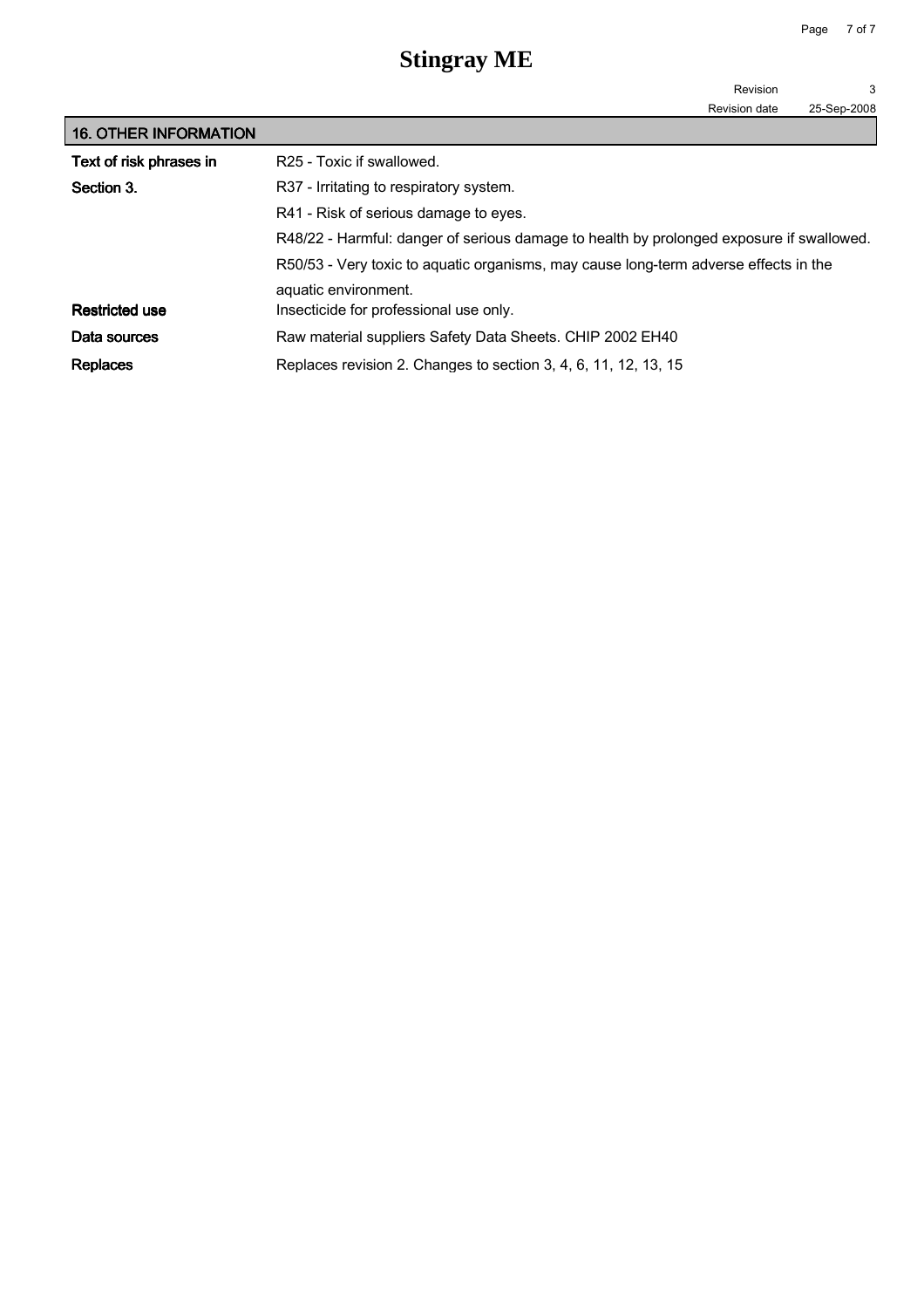# Stingray ME

Revision 3

Revision date 25-Sep-2008

## 16. OTHER INFORMATION

| | |
|---|---|
| **Text of risk phrases in Section 3.** | R25 - Toxic if swallowed. |
| | R37 - Irritating to respiratory system. |
| | R41 - Risk of serious damage to eyes. |
| | R48/22 - Harmful: danger of serious damage to health by prolonged exposure if swallowed. |
| | R50/53 - Very toxic to aquatic organisms, may cause long-term adverse effects in the aquatic environment. |
| **Restricted use** | Insecticide for professional use only. |
| **Data sources** | Raw material suppliers Safety Data Sheets. CHIP 2002 EH40 |
| **Replaces** | Replaces revision 2. Changes to section 3, 4, 6, 11, 12, 13, 15 |